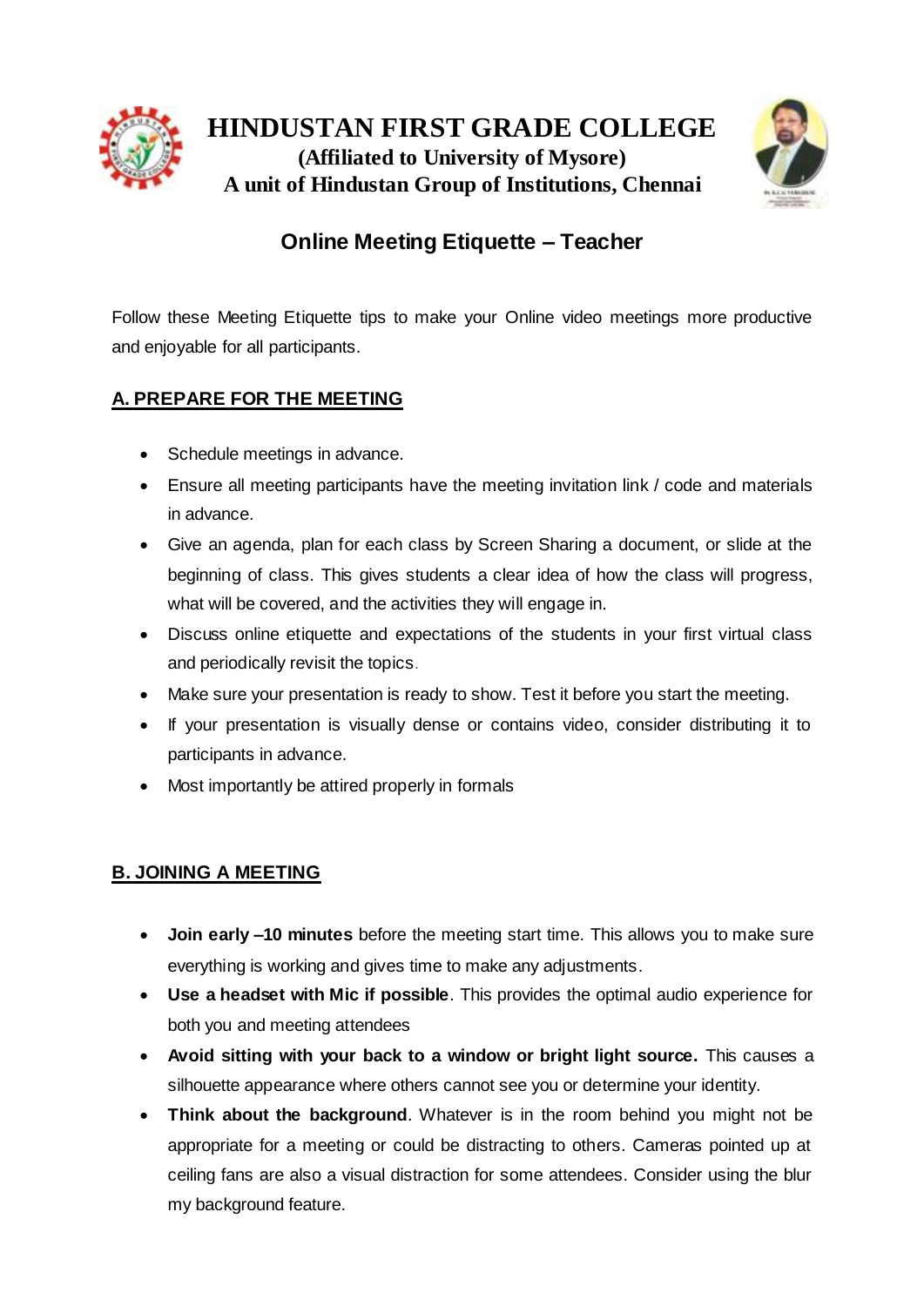# HINDUSTAN FIRST GRADE COLLEGE

**(Affiliated to University of Mysore)**

**A unit of Hindustan Group of Institutions, Chennai**

## Online Meeting Etiquette – Teacher

Follow these Meeting Etiquette tips to make your Online video meetings more productive and enjoyable for all participants.

### A. PREPARE FOR THE MEETING

- Schedule meetings in advance.
- Ensure all meeting participants have the meeting invitation link / code and materials in advance.
- Give an agenda, plan for each class by Screen Sharing a document, or slide at the beginning of class. This gives students a clear idea of how the class will progress, what will be covered, and the activities they will engage in.
- Discuss online etiquette and expectations of the students in your first virtual class and periodically revisit the topics.
- Make sure your presentation is ready to show. Test it before you start the meeting.
- If your presentation is visually dense or contains video, consider distributing it to participants in advance.
- Most importantly be attired properly in formals

### B. JOINING A MEETING

- **Join early –10 minutes** before the meeting start time. This allows you to make sure everything is working and gives time to make any adjustments.
- **Use a headset with Mic if possible**. This provides the optimal audio experience for both you and meeting attendees
- **Avoid sitting with your back to a window or bright light source.** This causes a silhouette appearance where others cannot see you or determine your identity.
- **Think about the background**. Whatever is in the room behind you might not be appropriate for a meeting or could be distracting to others. Cameras pointed up at ceiling fans are also a visual distraction for some attendees. Consider using the blur my background feature.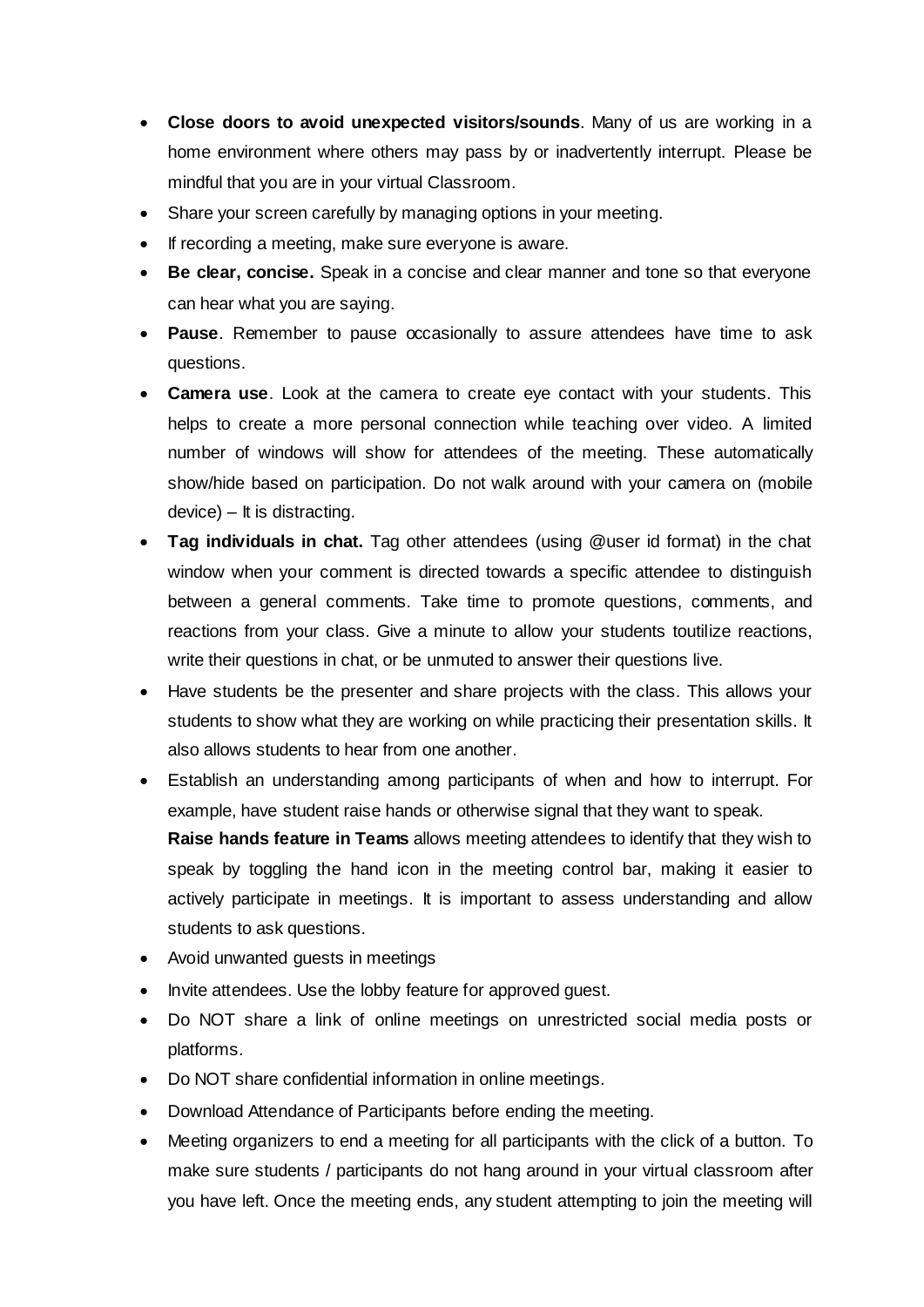- **Close doors to avoid unexpected visitors/sounds**. Many of us are working in a home environment where others may pass by or inadvertently interrupt. Please be mindful that you are in your virtual Classroom.
- Share your screen carefully by managing options in your meeting.
- If recording a meeting, make sure everyone is aware.
- **Be clear, concise.** Speak in a concise and clear manner and tone so that everyone can hear what you are saying.
- **Pause**. Remember to pause occasionally to assure attendees have time to ask questions.
- **Camera use**. Look at the camera to create eye contact with your students. This helps to create a more personal connection while teaching over video. A limited number of windows will show for attendees of the meeting. These automatically show/hide based on participation. Do not walk around with your camera on (mobile device) – It is distracting.
- **Tag individuals in chat.** Tag other attendees (using @user id format) in the chat window when your comment is directed towards a specific attendee to distinguish between a general comments. Take time to promote questions, comments, and reactions from your class. Give a minute to allow your students toutilize reactions, write their questions in chat, or be unmuted to answer their questions live.
- Have students be the presenter and share projects with the class. This allows your students to show what they are working on while practicing their presentation skills. It also allows students to hear from one another.
- Establish an understanding among participants of when and how to interrupt. For example, have student raise hands or otherwise signal that they want to speak.
  **Raise hands feature in Teams** allows meeting attendees to identify that they wish to speak by toggling the hand icon in the meeting control bar, making it easier to actively participate in meetings. It is important to assess understanding and allow students to ask questions.
- Avoid unwanted guests in meetings
- Invite attendees. Use the lobby feature for approved guest.
- Do NOT share a link of online meetings on unrestricted social media posts or platforms.
- Do NOT share confidential information in online meetings.
- Download Attendance of Participants before ending the meeting.
- Meeting organizers to end a meeting for all participants with the click of a button. To make sure students / participants do not hang around in your virtual classroom after you have left. Once the meeting ends, any student attempting to join the meeting will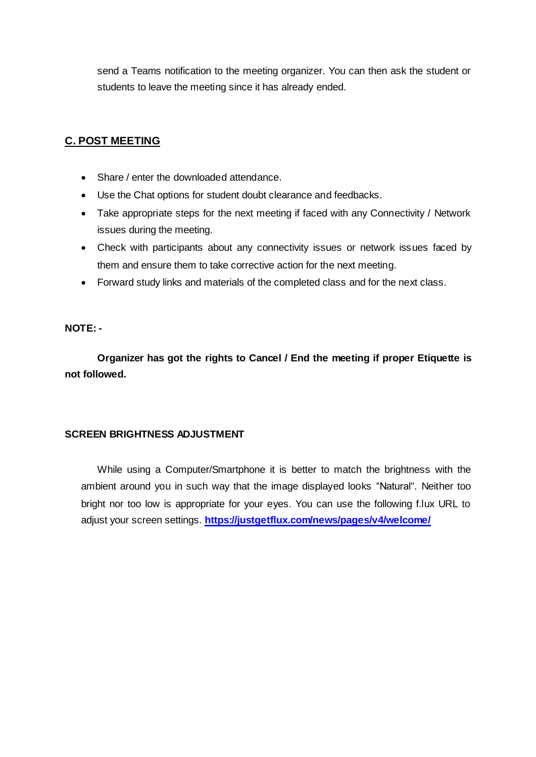send a Teams notification to the meeting organizer. You can then ask the student or students to leave the meeting since it has already ended.

## C. POST MEETING

- Share / enter the downloaded attendance.
- Use the Chat options for student doubt clearance and feedbacks.
- Take appropriate steps for the next meeting if faced with any Connectivity / Network issues during the meeting.
- Check with participants about any connectivity issues or network issues faced by them and ensure them to take corrective action for the next meeting.
- Forward study links and materials of the completed class and for the next class.

**NOTE: -**

**Organizer has got the rights to Cancel / End the meeting if proper Etiquette is not followed.**

**SCREEN BRIGHTNESS ADJUSTMENT**

While using a Computer/Smartphone it is better to match the brightness with the ambient around you in such way that the image displayed looks “Natural". Neither too bright nor too low is appropriate for your eyes. You can use the following f.lux URL to adjust your screen settings. **https://justgetflux.com/news/pages/v4/welcome/**